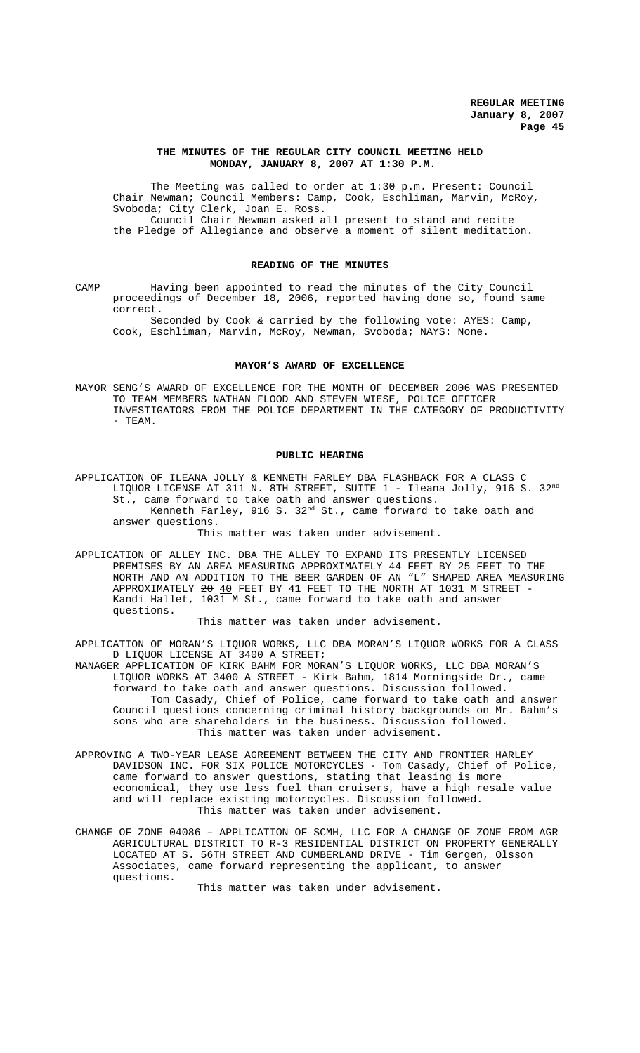# THE MINUTES OF THE REGULAR CITY COUNCIL MEETING HELD MONDAY, JANUARY 8, 2007 AT 1:30 P.M.

The Meeting was called to order at 1:30 p.m. Present: Council Chair Newman; Council Members: Camp, Cook, Eschliman, Marvin, McRoy, Svoboda; City Clerk, Joan E. Ross.

Council Chair Newman asked all present to stand and recite the Pledge of Allegiance and observe a moment of silent meditation.

## READING OF THE MINUTES

CAMP Having been appointed to read the minutes of the City Council proceedings of December 18, 2006, reported having done so, found same correct.

Seconded by Cook & carried by the following vote: AYES: Camp, Cook, Eschliman, Marvin, McRoy, Newman, Svoboda; NAYS: None.

## MAYOR'S AWARD OF EXCELLENCE

MAYOR SENG'S AWARD OF EXCELLENCE FOR THE MONTH OF DECEMBER 2006 WAS PRESENTED TO TEAM MEMBERS NATHAN FLOOD AND STEVEN WIESE, POLICE OFFICER INVESTIGATORS FROM THE POLICE DEPARTMENT IN THE CATEGORY OF PRODUCTIVITY - TEAM.

## PUBLIC HEARING

APPLICATION OF ILEANA JOLLY & KENNETH FARLEY DBA FLASHBACK FOR A CLASS C LIQUOR LICENSE AT 311 N. 8TH STREET, SUITE 1 - Ileana Jolly, 916 S. 32nd St., came forward to take oath and answer questions.

Kenneth Farley, 916 S. 32nd St., came forward to take oath and answer questions.

This matter was taken under advisement.

APPLICATION OF ALLEY INC. DBA THE ALLEY TO EXPAND ITS PRESENTLY LICENSED PREMISES BY AN AREA MEASURING APPROXIMATELY 44 FEET BY 25 FEET TO THE NORTH AND AN ADDITION TO THE BEER GARDEN OF AN "L" SHAPED AREA MEASURING APPROXIMATELY ~~20~~ 40 FEET BY 41 FEET TO THE NORTH AT 1031 M STREET - Kandi Hallet, 1031 M St., came forward to take oath and answer questions.

This matter was taken under advisement.

APPLICATION OF MORAN'S LIQUOR WORKS, LLC DBA MORAN'S LIQUOR WORKS FOR A CLASS D LIQUOR LICENSE AT 3400 A STREET;

MANAGER APPLICATION OF KIRK BAHM FOR MORAN'S LIQUOR WORKS, LLC DBA MORAN'S LIQUOR WORKS AT 3400 A STREET - Kirk Bahm, 1814 Morningside Dr., came forward to take oath and answer questions. Discussion followed.

Tom Casady, Chief of Police, came forward to take oath and answer Council questions concerning criminal history backgrounds on Mr. Bahm's sons who are shareholders in the business. Discussion followed.

This matter was taken under advisement.

APPROVING A TWO-YEAR LEASE AGREEMENT BETWEEN THE CITY AND FRONTIER HARLEY DAVIDSON INC. FOR SIX POLICE MOTORCYCLES - Tom Casady, Chief of Police, came forward to answer questions, stating that leasing is more economical, they use less fuel than cruisers, have a high resale value and will replace existing motorcycles. Discussion followed.

This matter was taken under advisement.

CHANGE OF ZONE 04086 – APPLICATION OF SCMH, LLC FOR A CHANGE OF ZONE FROM AGR AGRICULTURAL DISTRICT TO R-3 RESIDENTIAL DISTRICT ON PROPERTY GENERALLY LOCATED AT S. 56TH STREET AND CUMBERLAND DRIVE - Tim Gergen, Olsson Associates, came forward representing the applicant, to answer questions.

This matter was taken under advisement.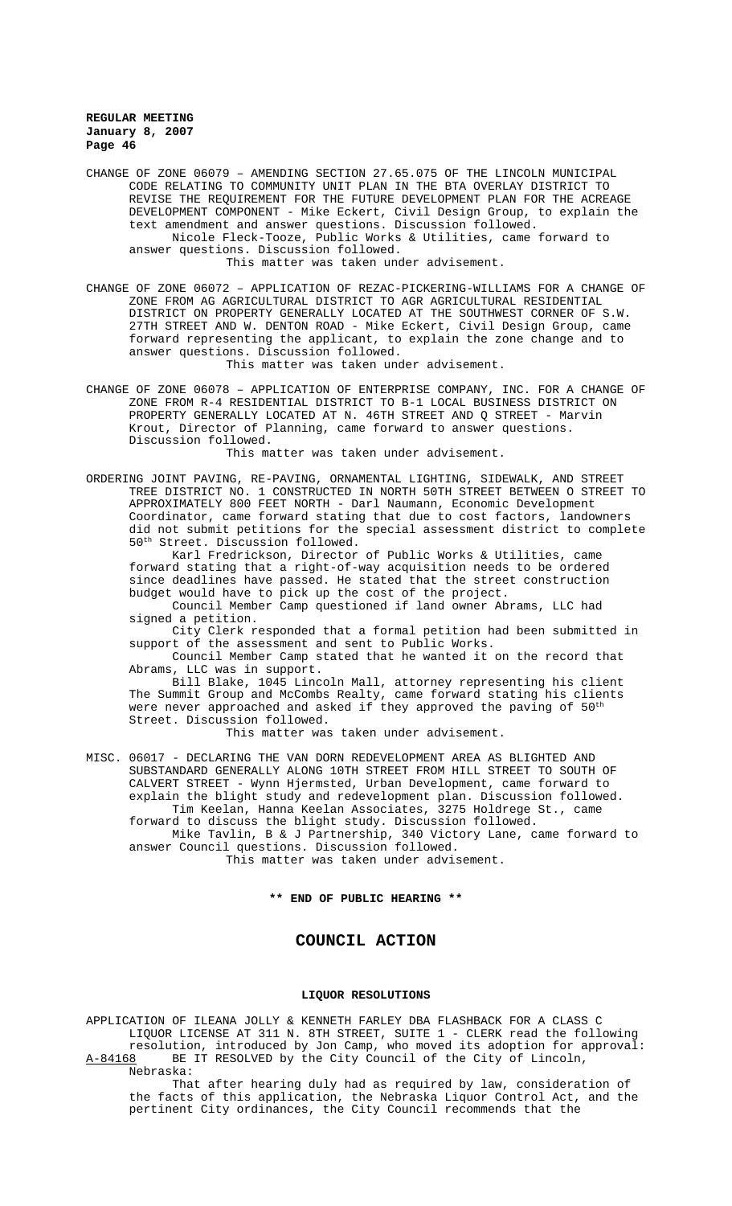CHANGE OF ZONE 06079 – AMENDING SECTION 27.65.075 OF THE LINCOLN MUNICIPAL CODE RELATING TO COMMUNITY UNIT PLAN IN THE BTA OVERLAY DISTRICT TO REVISE THE REQUIREMENT FOR THE FUTURE DEVELOPMENT PLAN FOR THE ACREAGE DEVELOPMENT COMPONENT - Mike Eckert, Civil Design Group, to explain the text amendment and answer questions. Discussion followed.

Nicole Fleck-Tooze, Public Works & Utilities, came forward to answer questions. Discussion followed.

This matter was taken under advisement.

CHANGE OF ZONE 06072 – APPLICATION OF REZAC-PICKERING-WILLIAMS FOR A CHANGE OF ZONE FROM AG AGRICULTURAL DISTRICT TO AGR AGRICULTURAL RESIDENTIAL DISTRICT ON PROPERTY GENERALLY LOCATED AT THE SOUTHWEST CORNER OF S.W. 27TH STREET AND W. DENTON ROAD - Mike Eckert, Civil Design Group, came forward representing the applicant, to explain the zone change and to answer questions. Discussion followed.

This matter was taken under advisement.

CHANGE OF ZONE 06078 – APPLICATION OF ENTERPRISE COMPANY, INC. FOR A CHANGE OF ZONE FROM R-4 RESIDENTIAL DISTRICT TO B-1 LOCAL BUSINESS DISTRICT ON PROPERTY GENERALLY LOCATED AT N. 46TH STREET AND Q STREET - Marvin Krout, Director of Planning, came forward to answer questions. Discussion followed.

This matter was taken under advisement.

ORDERING JOINT PAVING, RE-PAVING, ORNAMENTAL LIGHTING, SIDEWALK, AND STREET TREE DISTRICT NO. 1 CONSTRUCTED IN NORTH 50TH STREET BETWEEN O STREET TO APPROXIMATELY 800 FEET NORTH - Darl Naumann, Economic Development Coordinator, came forward stating that due to cost factors, landowners did not submit petitions for the special assessment district to complete 50th Street. Discussion followed.

Karl Fredrickson, Director of Public Works & Utilities, came forward stating that a right-of-way acquisition needs to be ordered since deadlines have passed. He stated that the street construction budget would have to pick up the cost of the project.

Council Member Camp questioned if land owner Abrams, LLC had signed a petition.

City Clerk responded that a formal petition had been submitted in support of the assessment and sent to Public Works.

Council Member Camp stated that he wanted it on the record that Abrams, LLC was in support.

Bill Blake, 1045 Lincoln Mall, attorney representing his client The Summit Group and McCombs Realty, came forward stating his clients were never approached and asked if they approved the paving of 50th Street. Discussion followed.

This matter was taken under advisement.

MISC. 06017 - DECLARING THE VAN DORN REDEVELOPMENT AREA AS BLIGHTED AND SUBSTANDARD GENERALLY ALONG 10TH STREET FROM HILL STREET TO SOUTH OF CALVERT STREET - Wynn Hjermsted, Urban Development, came forward to explain the blight study and redevelopment plan. Discussion followed.

Tim Keelan, Hanna Keelan Associates, 3275 Holdrege St., came forward to discuss the blight study. Discussion followed.

Mike Tavlin, B & J Partnership, 340 Victory Lane, came forward to answer Council questions. Discussion followed.

This matter was taken under advisement.

**\*\* END OF PUBLIC HEARING \*\***

## COUNCIL ACTION

### LIQUOR RESOLUTIONS

APPLICATION OF ILEANA JOLLY & KENNETH FARLEY DBA FLASHBACK FOR A CLASS C LIQUOR LICENSE AT 311 N. 8TH STREET, SUITE 1 - CLERK read the following resolution, introduced by Jon Camp, who moved its adoption for approval:

A-84168 BE IT RESOLVED by the City Council of the City of Lincoln, Nebraska:

That after hearing duly had as required by law, consideration of the facts of this application, the Nebraska Liquor Control Act, and the pertinent City ordinances, the City Council recommends that the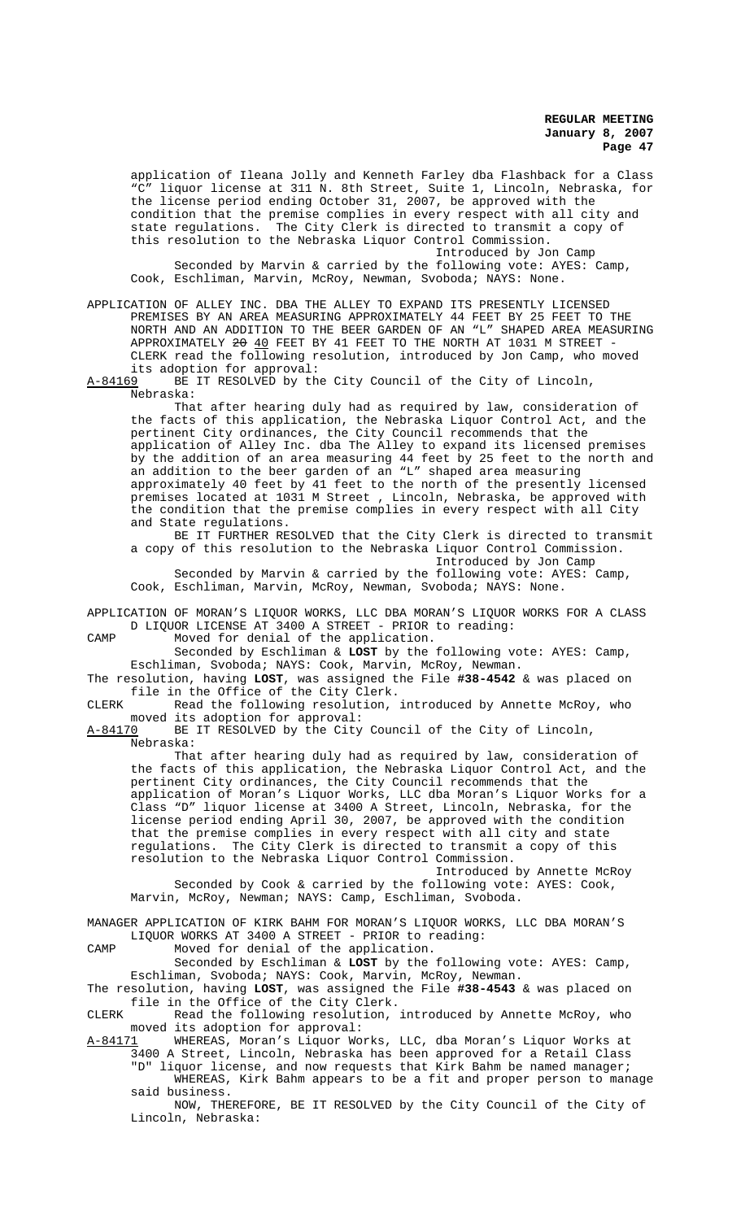application of Ileana Jolly and Kenneth Farley dba Flashback for a Class "C" liquor license at 311 N. 8th Street, Suite 1, Lincoln, Nebraska, for the license period ending October 31, 2007, be approved with the condition that the premise complies in every respect with all city and state regulations. The City Clerk is directed to transmit a copy of this resolution to the Nebraska Liquor Control Commission.

Introduced by Jon Camp

Seconded by Marvin & carried by the following vote: AYES: Camp, Cook, Eschliman, Marvin, McRoy, Newman, Svoboda; NAYS: None.

APPLICATION OF ALLEY INC. DBA THE ALLEY TO EXPAND ITS PRESENTLY LICENSED PREMISES BY AN AREA MEASURING APPROXIMATELY 44 FEET BY 25 FEET TO THE NORTH AND AN ADDITION TO THE BEER GARDEN OF AN "L" SHAPED AREA MEASURING APPROXIMATELY ~~20~~ 40 FEET BY 41 FEET TO THE NORTH AT 1031 M STREET - CLERK read the following resolution, introduced by Jon Camp, who moved its adoption for approval:

A-84169 BE IT RESOLVED by the City Council of the City of Lincoln, Nebraska:

That after hearing duly had as required by law, consideration of the facts of this application, the Nebraska Liquor Control Act, and the pertinent City ordinances, the City Council recommends that the application of Alley Inc. dba The Alley to expand its licensed premises by the addition of an area measuring 44 feet by 25 feet to the north and an addition to the beer garden of an "L" shaped area measuring approximately 40 feet by 41 feet to the north of the presently licensed premises located at 1031 M Street , Lincoln, Nebraska, be approved with the condition that the premise complies in every respect with all City and State regulations.

BE IT FURTHER RESOLVED that the City Clerk is directed to transmit a copy of this resolution to the Nebraska Liquor Control Commission.

Introduced by Jon Camp

Seconded by Marvin & carried by the following vote: AYES: Camp, Cook, Eschliman, Marvin, McRoy, Newman, Svoboda; NAYS: None.

APPLICATION OF MORAN'S LIQUOR WORKS, LLC DBA MORAN'S LIQUOR WORKS FOR A CLASS D LIQUOR LICENSE AT 3400 A STREET - PRIOR to reading:

CAMP Moved for denial of the application.

Seconded by Eschliman & **LOST** by the following vote: AYES: Camp, Eschliman, Svoboda; NAYS: Cook, Marvin, McRoy, Newman.

The resolution, having **LOST**, was assigned the File **#38-4542** & was placed on file in the Office of the City Clerk.

CLERK Read the following resolution, introduced by Annette McRoy, who moved its adoption for approval:

A-84170 BE IT RESOLVED by the City Council of the City of Lincoln, Nebraska:

That after hearing duly had as required by law, consideration of the facts of this application, the Nebraska Liquor Control Act, and the pertinent City ordinances, the City Council recommends that the application of Moran's Liquor Works, LLC dba Moran's Liquor Works for a Class "D" liquor license at 3400 A Street, Lincoln, Nebraska, for the license period ending April 30, 2007, be approved with the condition that the premise complies in every respect with all city and state regulations. The City Clerk is directed to transmit a copy of this resolution to the Nebraska Liquor Control Commission.

Introduced by Annette McRoy

Seconded by Cook & carried by the following vote: AYES: Cook, Marvin, McRoy, Newman; NAYS: Camp, Eschliman, Svoboda.

MANAGER APPLICATION OF KIRK BAHM FOR MORAN'S LIQUOR WORKS, LLC DBA MORAN'S LIQUOR WORKS AT 3400 A STREET - PRIOR to reading:

CAMP Moved for denial of the application.

Seconded by Eschliman & **LOST** by the following vote: AYES: Camp, Eschliman, Svoboda; NAYS: Cook, Marvin, McRoy, Newman.

The resolution, having **LOST**, was assigned the File **#38-4543** & was placed on file in the Office of the City Clerk.

CLERK Read the following resolution, introduced by Annette McRoy, who moved its adoption for approval:

A-84171 WHEREAS, Moran's Liquor Works, LLC, dba Moran's Liquor Works at 3400 A Street, Lincoln, Nebraska has been approved for a Retail Class "D" liquor license, and now requests that Kirk Bahm be named manager;

WHEREAS, Kirk Bahm appears to be a fit and proper person to manage said business.

NOW, THEREFORE, BE IT RESOLVED by the City Council of the City of Lincoln, Nebraska: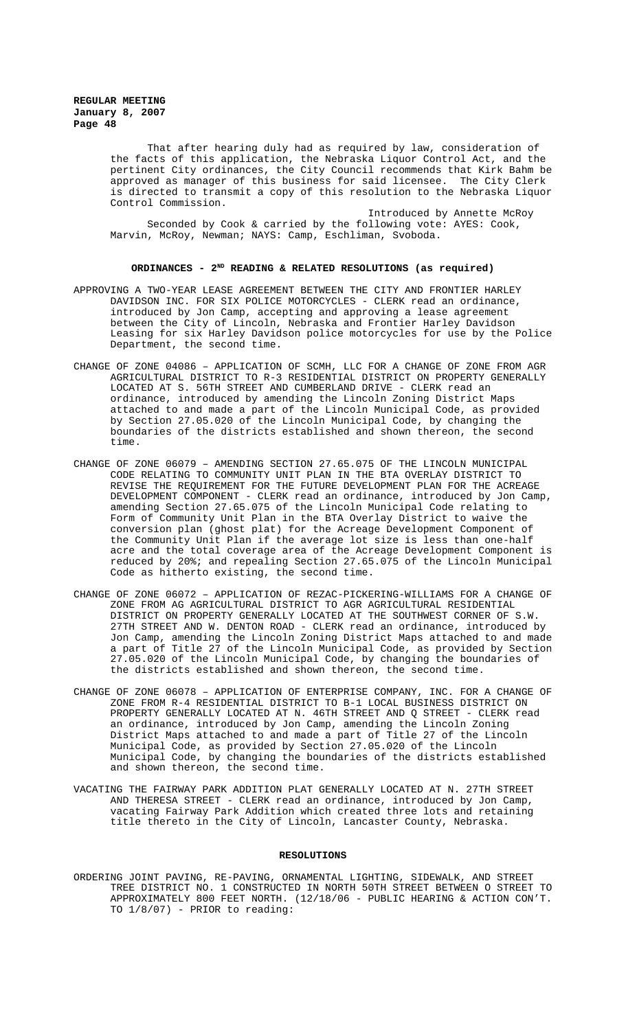That after hearing duly had as required by law, consideration of the facts of this application, the Nebraska Liquor Control Act, and the pertinent City ordinances, the City Council recommends that Kirk Bahm be approved as manager of this business for said licensee. The City Clerk is directed to transmit a copy of this resolution to the Nebraska Liquor Control Commission.

Introduced by Annette McRoy

Seconded by Cook & carried by the following vote: AYES: Cook, Marvin, McRoy, Newman; NAYS: Camp, Eschliman, Svoboda.

## ORDINANCES - 2ND READING & RELATED RESOLUTIONS (as required)

APPROVING A TWO-YEAR LEASE AGREEMENT BETWEEN THE CITY AND FRONTIER HARLEY DAVIDSON INC. FOR SIX POLICE MOTORCYCLES - CLERK read an ordinance, introduced by Jon Camp, accepting and approving a lease agreement between the City of Lincoln, Nebraska and Frontier Harley Davidson Leasing for six Harley Davidson police motorcycles for use by the Police Department, the second time.

CHANGE OF ZONE 04086 – APPLICATION OF SCMH, LLC FOR A CHANGE OF ZONE FROM AGR AGRICULTURAL DISTRICT TO R-3 RESIDENTIAL DISTRICT ON PROPERTY GENERALLY LOCATED AT S. 56TH STREET AND CUMBERLAND DRIVE - CLERK read an ordinance, introduced by amending the Lincoln Zoning District Maps attached to and made a part of the Lincoln Municipal Code, as provided by Section 27.05.020 of the Lincoln Municipal Code, by changing the boundaries of the districts established and shown thereon, the second time.

CHANGE OF ZONE 06079 – AMENDING SECTION 27.65.075 OF THE LINCOLN MUNICIPAL CODE RELATING TO COMMUNITY UNIT PLAN IN THE BTA OVERLAY DISTRICT TO REVISE THE REQUIREMENT FOR THE FUTURE DEVELOPMENT PLAN FOR THE ACREAGE DEVELOPMENT COMPONENT - CLERK read an ordinance, introduced by Jon Camp, amending Section 27.65.075 of the Lincoln Municipal Code relating to Form of Community Unit Plan in the BTA Overlay District to waive the conversion plan (ghost plat) for the Acreage Development Component of the Community Unit Plan if the average lot size is less than one-half acre and the total coverage area of the Acreage Development Component is reduced by 20%; and repealing Section 27.65.075 of the Lincoln Municipal Code as hitherto existing, the second time.

CHANGE OF ZONE 06072 – APPLICATION OF REZAC-PICKERING-WILLIAMS FOR A CHANGE OF ZONE FROM AG AGRICULTURAL DISTRICT TO AGR AGRICULTURAL RESIDENTIAL DISTRICT ON PROPERTY GENERALLY LOCATED AT THE SOUTHWEST CORNER OF S.W. 27TH STREET AND W. DENTON ROAD - CLERK read an ordinance, introduced by Jon Camp, amending the Lincoln Zoning District Maps attached to and made a part of Title 27 of the Lincoln Municipal Code, as provided by Section 27.05.020 of the Lincoln Municipal Code, by changing the boundaries of the districts established and shown thereon, the second time.

CHANGE OF ZONE 06078 – APPLICATION OF ENTERPRISE COMPANY, INC. FOR A CHANGE OF ZONE FROM R-4 RESIDENTIAL DISTRICT TO B-1 LOCAL BUSINESS DISTRICT ON PROPERTY GENERALLY LOCATED AT N. 46TH STREET AND Q STREET - CLERK read an ordinance, introduced by Jon Camp, amending the Lincoln Zoning District Maps attached to and made a part of Title 27 of the Lincoln Municipal Code, as provided by Section 27.05.020 of the Lincoln Municipal Code, by changing the boundaries of the districts established and shown thereon, the second time.

VACATING THE FAIRWAY PARK ADDITION PLAT GENERALLY LOCATED AT N. 27TH STREET AND THERESA STREET - CLERK read an ordinance, introduced by Jon Camp, vacating Fairway Park Addition which created three lots and retaining title thereto in the City of Lincoln, Lancaster County, Nebraska.

## RESOLUTIONS

ORDERING JOINT PAVING, RE-PAVING, ORNAMENTAL LIGHTING, SIDEWALK, AND STREET TREE DISTRICT NO. 1 CONSTRUCTED IN NORTH 50TH STREET BETWEEN O STREET TO APPROXIMATELY 800 FEET NORTH. (12/18/06 - PUBLIC HEARING & ACTION CON'T. TO 1/8/07) - PRIOR to reading: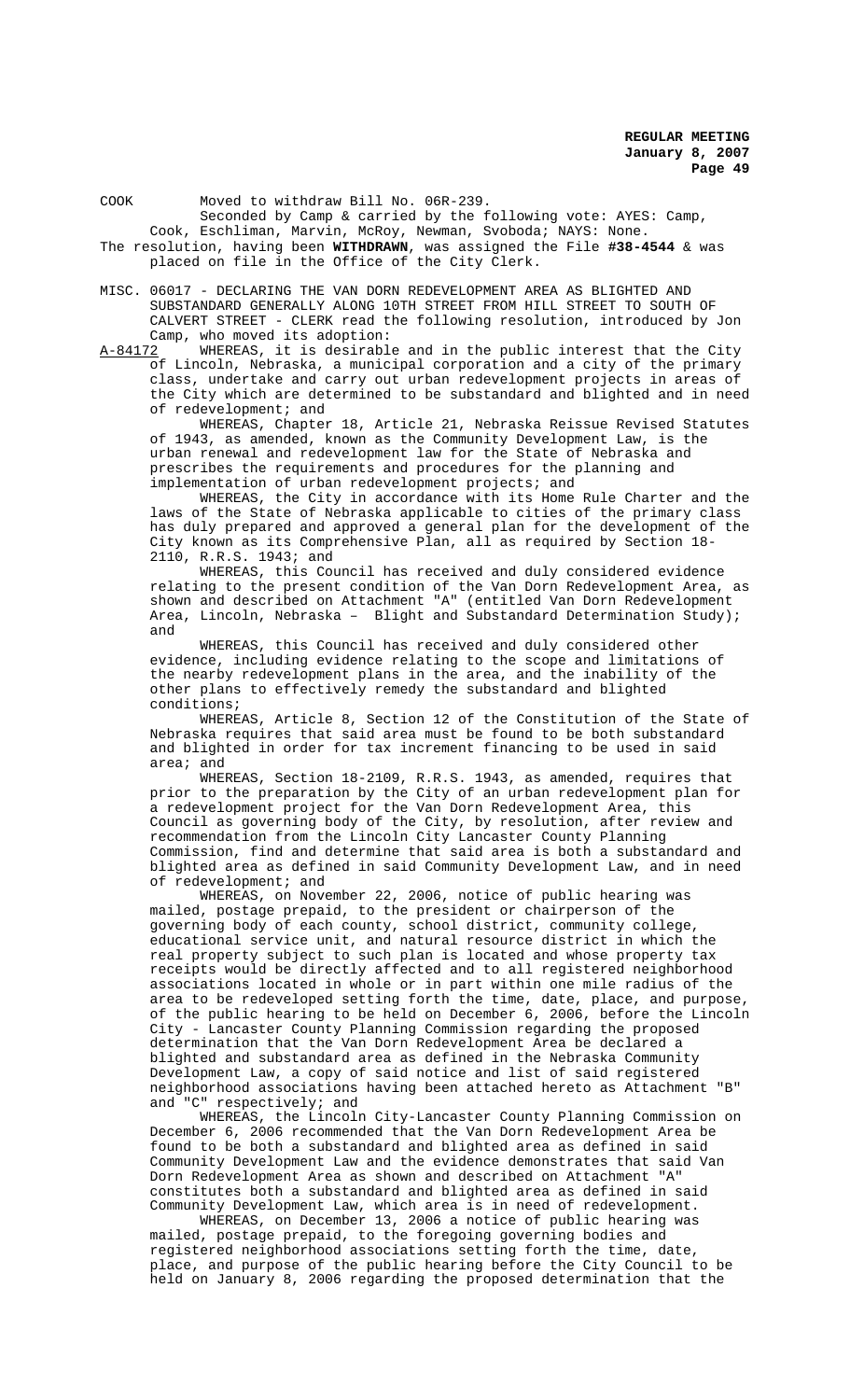COOK Moved to withdraw Bill No. 06R-239.

Seconded by Camp & carried by the following vote: AYES: Camp, Cook, Eschliman, Marvin, McRoy, Newman, Svoboda; NAYS: None.

The resolution, having been **WITHDRAWN**, was assigned the File **#38-4544** & was placed on file in the Office of the City Clerk.

MISC. 06017 - DECLARING THE VAN DORN REDEVELOPMENT AREA AS BLIGHTED AND SUBSTANDARD GENERALLY ALONG 10TH STREET FROM HILL STREET TO SOUTH OF CALVERT STREET - CLERK read the following resolution, introduced by Jon Camp, who moved its adoption:

A-84172 WHEREAS, it is desirable and in the public interest that the City of Lincoln, Nebraska, a municipal corporation and a city of the primary class, undertake and carry out urban redevelopment projects in areas of the City which are determined to be substandard and blighted and in need of redevelopment; and

WHEREAS, Chapter 18, Article 21, Nebraska Reissue Revised Statutes of 1943, as amended, known as the Community Development Law, is the urban renewal and redevelopment law for the State of Nebraska and prescribes the requirements and procedures for the planning and implementation of urban redevelopment projects; and

WHEREAS, the City in accordance with its Home Rule Charter and the laws of the State of Nebraska applicable to cities of the primary class has duly prepared and approved a general plan for the development of the City known as its Comprehensive Plan, all as required by Section 18-2110, R.R.S. 1943; and

WHEREAS, this Council has received and duly considered evidence relating to the present condition of the Van Dorn Redevelopment Area, as shown and described on Attachment "A" (entitled Van Dorn Redevelopment Area, Lincoln, Nebraska – Blight and Substandard Determination Study); and

WHEREAS, this Council has received and duly considered other evidence, including evidence relating to the scope and limitations of the nearby redevelopment plans in the area, and the inability of the other plans to effectively remedy the substandard and blighted conditions;

WHEREAS, Article 8, Section 12 of the Constitution of the State of Nebraska requires that said area must be found to be both substandard and blighted in order for tax increment financing to be used in said area; and

WHEREAS, Section 18-2109, R.R.S. 1943, as amended, requires that prior to the preparation by the City of an urban redevelopment plan for a redevelopment project for the Van Dorn Redevelopment Area, this Council as governing body of the Lincoln City, by resolution, after review and recommendation from the Lincoln City Lancaster County Planning Commission, find and determine that said area is both a substandard and blighted area as defined in said Community Development Law, and in need of redevelopment; and

WHEREAS, on November 22, 2006, notice of public hearing was mailed, postage prepaid, to the president or chairperson of the governing body of each county, school district, community college, educational service unit, and natural resource district in which the real property subject to such plan is located and whose property tax receipts would be directly affected and to all registered neighborhood associations located in whole or in part within one mile radius of the area to be redeveloped setting forth the time, date, place, and purpose, of the public hearing to be held on December 6, 2006, before the Lincoln City - Lancaster County Planning Commission regarding the proposed determination that the Van Dorn Redevelopment Area be declared a blighted and substandard area as defined in the Nebraska Community Development Law, a copy of said notice and list of said registered neighborhood associations having been attached hereto as Attachment "B" and "C" respectively; and

WHEREAS, the Lincoln City-Lancaster County Planning Commission on December 6, 2006 recommended that the Van Dorn Redevelopment Area be found to be both a substandard and blighted area as defined in said Community Development Law and the evidence demonstrates that said Van Dorn Redevelopment Area as shown and described on Attachment "A" constitutes both a substandard and blighted area as defined in said Community Development Law, which area is in need of redevelopment.

WHEREAS, on December 13, 2006 a notice of public hearing was mailed, postage prepaid, to the foregoing governing bodies and registered neighborhood associations setting forth the time, date, place, and purpose of the public hearing before the City Council to be held on January 8, 2006 regarding the proposed determination that the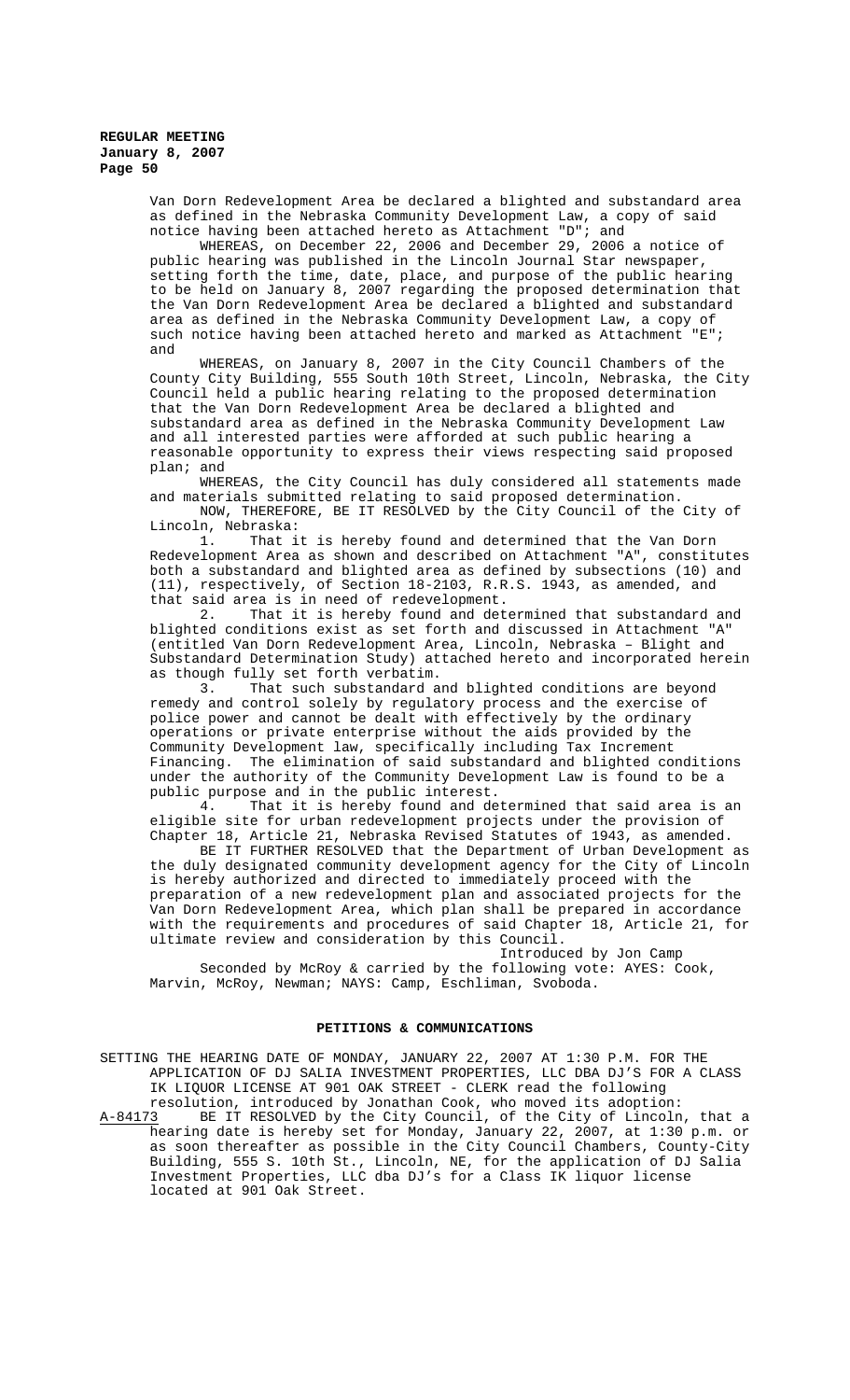Van Dorn Redevelopment Area be declared a blighted and substandard area as defined in the Nebraska Community Development Law, a copy of said notice having been attached hereto as Attachment "D"; and

WHEREAS, on December 22, 2006 and December 29, 2006 a notice of public hearing was published in the Lincoln Journal Star newspaper, setting forth the time, date, place, and purpose of the public hearing to be held on January 8, 2007 regarding the proposed determination that the Van Dorn Redevelopment Area be declared a blighted and substandard area as defined in the Nebraska Community Development Law, a copy of such notice having been attached hereto and marked as Attachment "E"; and

WHEREAS, on January 8, 2007 in the City Council Chambers of the County City Building, 555 South 10th Street, Lincoln, Nebraska, the City Council held a public hearing relating to the proposed determination that the Van Dorn Redevelopment Area be declared a blighted and substandard area as defined in the Nebraska Community Development Law and all interested parties were afforded at such public hearing a reasonable opportunity to express their views respecting said proposed plan; and

WHEREAS, the City Council has duly considered all statements made and materials submitted relating to said proposed determination.

NOW, THEREFORE, BE IT RESOLVED by the City Council of the City of Lincoln, Nebraska:

1. That it is hereby found and determined that the Van Dorn Redevelopment Area as shown and described on Attachment "A", constitutes both a substandard and blighted area as defined by subsections (10) and (11), respectively, of Section 18-2103, R.R.S. 1943, as amended, and that said area is in need of redevelopment.

2. That it is hereby found and determined that substandard and blighted conditions exist as set forth and discussed in Attachment "A" (entitled Van Dorn Redevelopment Area, Lincoln, Nebraska – Blight and Substandard Determination Study) attached hereto and incorporated herein as though fully set forth verbatim.

3. That such substandard and blighted conditions are beyond remedy and control solely by regulatory process and the exercise of police power and cannot be dealt with effectively by the ordinary operations or private enterprise without the aids provided by the Community Development law, specifically including Tax Increment Financing. The elimination of said substandard and blighted conditions under the authority of the Community Development Law is found to be a public purpose and in the public interest.

4. That it is hereby found and determined that said area is an eligible site for urban redevelopment projects under the provision of Chapter 18, Article 21, Nebraska Revised Statutes of 1943, as amended.

BE IT FURTHER RESOLVED that the Department of Urban Development as the duly designated community development agency for the City of Lincoln is hereby authorized and directed to immediately proceed with the preparation of a new redevelopment plan and associated projects for the Van Dorn Redevelopment Area, which plan shall be prepared in accordance with the requirements and procedures of said Chapter 18, Article 21, for ultimate review and consideration by this Council.

Introduced by Jon Camp

Seconded by McRoy & carried by the following vote: AYES: Cook, Marvin, McRoy, Newman; NAYS: Camp, Eschliman, Svoboda.

## PETITIONS & COMMUNICATIONS

SETTING THE HEARING DATE OF MONDAY, JANUARY 22, 2007 AT 1:30 P.M. FOR THE APPLICATION OF DJ SALIA INVESTMENT PROPERTIES, LLC DBA DJ'S FOR A CLASS IK LIQUOR LICENSE AT 901 OAK STREET - CLERK read the following resolution, introduced by Jonathan Cook, who moved its adoption:

A-84173 BE IT RESOLVED by the City Council, of the City of Lincoln, that a hearing date is hereby set for Monday, January 22, 2007, at 1:30 p.m. or as soon thereafter as possible in the City Council Chambers, County-City Building, 555 S. 10th St., Lincoln, NE, for the application of DJ Salia Investment Properties, LLC dba DJ's for a Class IK liquor license located at 901 Oak Street.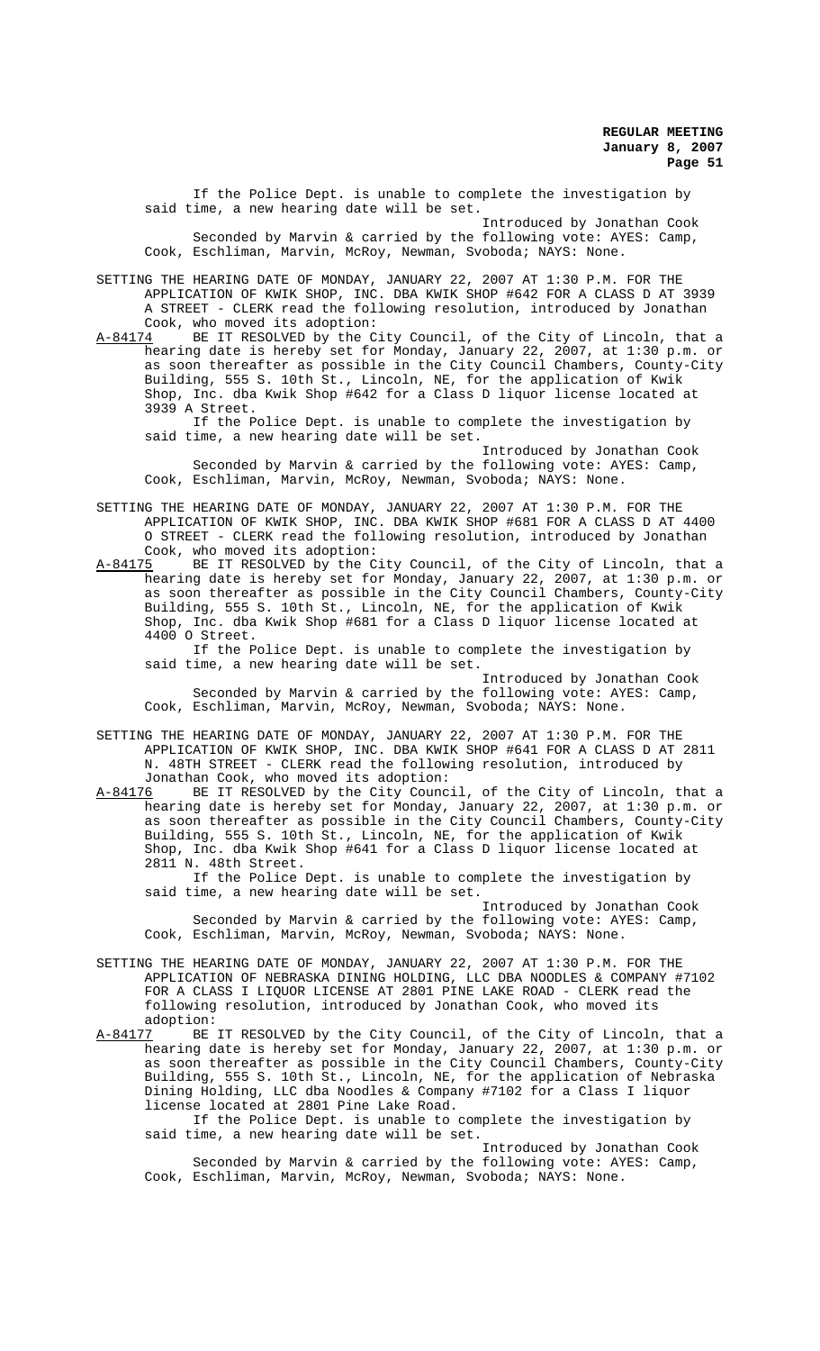If the Police Dept. is unable to complete the investigation by said time, a new hearing date will be set.

Introduced by Jonathan Cook

Seconded by Marvin & carried by the following vote: AYES: Camp, Cook, Eschliman, Marvin, McRoy, Newman, Svoboda; NAYS: None.

SETTING THE HEARING DATE OF MONDAY, JANUARY 22, 2007 AT 1:30 P.M. FOR THE APPLICATION OF KWIK SHOP, INC. DBA KWIK SHOP #642 FOR A CLASS D AT 3939 A STREET - CLERK read the following resolution, introduced by Jonathan Cook, who moved its adoption:

A-84174 BE IT RESOLVED by the City Council, of the City of Lincoln, that a hearing date is hereby set for Monday, January 22, 2007, at 1:30 p.m. or as soon thereafter as possible in the City Council Chambers, County-City Building, 555 S. 10th St., Lincoln, NE, for the application of Kwik Shop, Inc. dba Kwik Shop #642 for a Class D liquor license located at 3939 A Street.

If the Police Dept. is unable to complete the investigation by said time, a new hearing date will be set.

Introduced by Jonathan Cook

Seconded by Marvin & carried by the following vote: AYES: Camp, Cook, Eschliman, Marvin, McRoy, Newman, Svoboda; NAYS: None.

SETTING THE HEARING DATE OF MONDAY, JANUARY 22, 2007 AT 1:30 P.M. FOR THE APPLICATION OF KWIK SHOP, INC. DBA KWIK SHOP #681 FOR A CLASS D AT 4400 O STREET - CLERK read the following resolution, introduced by Jonathan Cook, who moved its adoption:

A-84175 BE IT RESOLVED by the City Council, of the City of Lincoln, that a hearing date is hereby set for Monday, January 22, 2007, at 1:30 p.m. or as soon thereafter as possible in the City Council Chambers, County-City Building, 555 S. 10th St., Lincoln, NE, for the application of Kwik Shop, Inc. dba Kwik Shop #681 for a Class D liquor license located at 4400 O Street.

If the Police Dept. is unable to complete the investigation by said time, a new hearing date will be set.

Introduced by Jonathan Cook

Seconded by Marvin & carried by the following vote: AYES: Camp, Cook, Eschliman, Marvin, McRoy, Newman, Svoboda; NAYS: None.

SETTING THE HEARING DATE OF MONDAY, JANUARY 22, 2007 AT 1:30 P.M. FOR THE APPLICATION OF KWIK SHOP, INC. DBA KWIK SHOP #641 FOR A CLASS D AT 2811 N. 48TH STREET - CLERK read the following resolution, introduced by Jonathan Cook, who moved its adoption:

A-84176 BE IT RESOLVED by the City Council, of the City of Lincoln, that a hearing date is hereby set for Monday, January 22, 2007, at 1:30 p.m. or as soon thereafter as possible in the City Council Chambers, County-City Building, 555 S. 10th St., Lincoln, NE, for the application of Kwik Shop, Inc. dba Kwik Shop #641 for a Class D liquor license located at 2811 N. 48th Street.

If the Police Dept. is unable to complete the investigation by said time, a new hearing date will be set.

Introduced by Jonathan Cook

Seconded by Marvin & carried by the following vote: AYES: Camp, Cook, Eschliman, Marvin, McRoy, Newman, Svoboda; NAYS: None.

SETTING THE HEARING DATE OF MONDAY, JANUARY 22, 2007 AT 1:30 P.M. FOR THE APPLICATION OF NEBRASKA DINING HOLDING, LLC DBA NOODLES & COMPANY #7102 FOR A CLASS I LIQUOR LICENSE AT 2801 PINE LAKE ROAD - CLERK read the following resolution, introduced by Jonathan Cook, who moved its adoption:

A-84177 BE IT RESOLVED by the City Council, of the City of Lincoln, that a hearing date is hereby set for Monday, January 22, 2007, at 1:30 p.m. or as soon thereafter as possible in the City Council Chambers, County-City Building, 555 S. 10th St., Lincoln, NE, for the application of Nebraska Dining Holding, LLC dba Noodles & Company #7102 for a Class I liquor license located at 2801 Pine Lake Road.

If the Police Dept. is unable to complete the investigation by said time, a new hearing date will be set.

Introduced by Jonathan Cook

Seconded by Marvin & carried by the following vote: AYES: Camp, Cook, Eschliman, Marvin, McRoy, Newman, Svoboda; NAYS: None.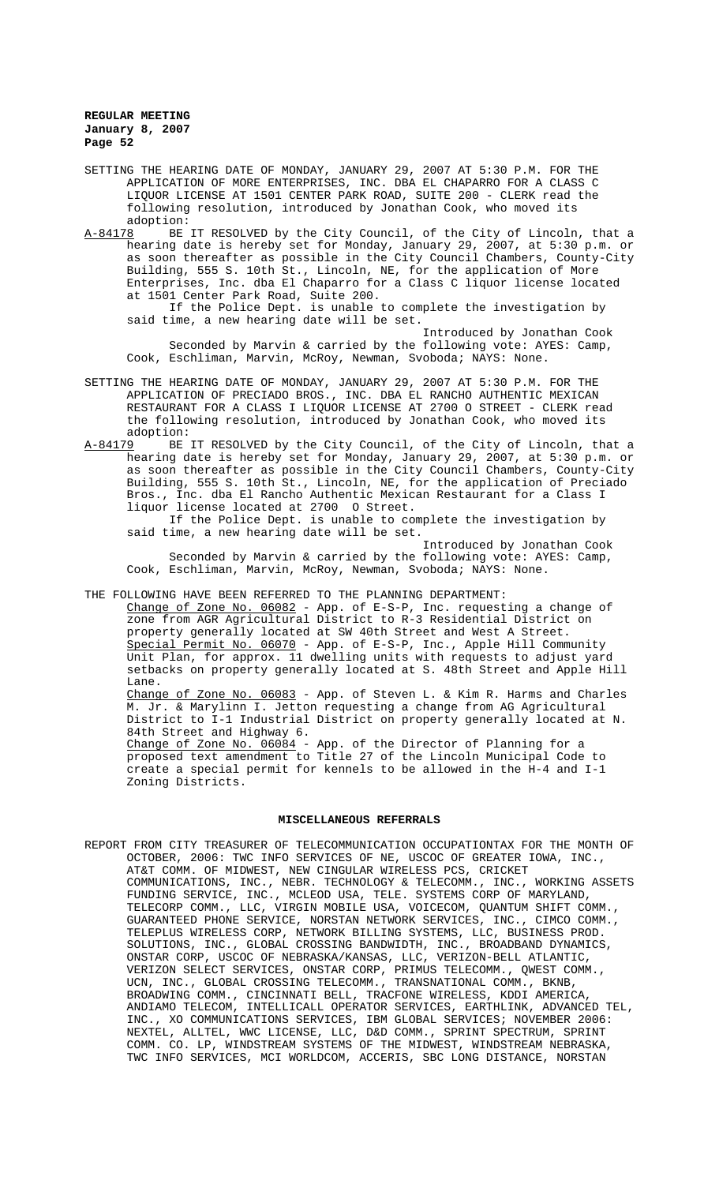SETTING THE HEARING DATE OF MONDAY, JANUARY 29, 2007 AT 5:30 P.M. FOR THE APPLICATION OF MORE ENTERPRISES, INC. DBA EL CHAPARRO FOR A CLASS C LIQUOR LICENSE AT 1501 CENTER PARK ROAD, SUITE 200 - CLERK read the following resolution, introduced by Jonathan Cook, who moved its adoption:

A-84178 BE IT RESOLVED by the City Council, of the City of Lincoln, that a hearing date is hereby set for Monday, January 29, 2007, at 5:30 p.m. or as soon thereafter as possible in the City Council Chambers, County-City Building, 555 S. 10th St., Lincoln, NE, for the application of More Enterprises, Inc. dba El Chaparro for a Class C liquor license located at 1501 Center Park Road, Suite 200.

If the Police Dept. is unable to complete the investigation by said time, a new hearing date will be set.

Introduced by Jonathan Cook

Seconded by Marvin & carried by the following vote: AYES: Camp, Cook, Eschliman, Marvin, McRoy, Newman, Svoboda; NAYS: None.

SETTING THE HEARING DATE OF MONDAY, JANUARY 29, 2007 AT 5:30 P.M. FOR THE APPLICATION OF PRECIADO BROS., INC. DBA EL RANCHO AUTHENTIC MEXICAN RESTAURANT FOR A CLASS I LIQUOR LICENSE AT 2700 O STREET - CLERK read the following resolution, introduced by Jonathan Cook, who moved its adoption:

A-84179 BE IT RESOLVED by the City Council, of the City of Lincoln, that a hearing date is hereby set for Monday, January 29, 2007, at 5:30 p.m. or as soon thereafter as possible in the City Council Chambers, County-City Building, 555 S. 10th St., Lincoln, NE, for the application of Preciado Bros., Inc. dba El Rancho Authentic Mexican Restaurant for a Class I liquor license located at 2700 O Street.

If the Police Dept. is unable to complete the investigation by said time, a new hearing date will be set.

Introduced by Jonathan Cook

Seconded by Marvin & carried by the following vote: AYES: Camp, Cook, Eschliman, Marvin, McRoy, Newman, Svoboda; NAYS: None.

THE FOLLOWING HAVE BEEN REFERRED TO THE PLANNING DEPARTMENT:

Change of Zone No. 06082 - App. of E-S-P, Inc. requesting a change of zone from AGR Agricultural District to R-3 Residential District on property generally located at SW 40th Street and West A Street.

Special Permit No. 06070 - App. of E-S-P, Inc., Apple Hill Community Unit Plan, for approx. 11 dwelling units with requests to adjust yard setbacks on property generally located at S. 48th Street and Apple Hill Lane.

Change of Zone No. 06083 - App. of Steven L. & Kim R. Harms and Charles M. Jr. & Marylinn I. Jetton requesting a change from AG Agricultural District to I-1 Industrial District on property generally located at N. 84th Street and Highway 6.

Change of Zone No. 06084 - App. of the Director of Planning for a proposed text amendment to Title 27 of the Lincoln Municipal Code to create a special permit for kennels to be allowed in the H-4 and I-1 Zoning Districts.

## MISCELLANEOUS REFERRALS

REPORT FROM CITY TREASURER OF TELECOMMUNICATION OCCUPATIONTAX FOR THE MONTH OF OCTOBER, 2006: TWC INFO SERVICES OF NE, USCOC OF GREATER IOWA, INC., AT&T COMM. OF MIDWEST, NEW CINGULAR WIRELESS PCS, CRICKET COMMUNICATIONS, INC., NEBR. TECHNOLOGY & TELECOMM., INC., WORKING ASSETS FUNDING SERVICE, INC., MCLEOD USA, TELE. SYSTEMS CORP OF MARYLAND, TELECORP COMM., LLC, VIRGIN MOBILE USA, VOICECOM, QUANTUM SHIFT COMM., GUARANTEED PHONE SERVICE, NORSTAN NETWORK SERVICES, INC., CIMCO COMM., TELEPLUS WIRELESS CORP, NETWORK BILLING SYSTEMS, LLC, BUSINESS PROD. SOLUTIONS, INC., GLOBAL CROSSING BANDWIDTH, INC., BROADBAND DYNAMICS, ONSTAR CORP, USCOC OF NEBRASKA/KANSAS, LLC, VERIZON-BELL ATLANTIC, VERIZON SELECT SERVICES, ONSTAR CORP, PRIMUS TELECOMM., QWEST COMM., UCN, INC., GLOBAL CROSSING TELECOMM., TRANSNATIONAL COMM., BKNB, BROADWING COMM., CINCINNATI BELL, TRACFONE WIRELESS, KDDI AMERICA, ANDIAMO TELECOM, INTELLICALL OPERATOR SERVICES, EARTHLINK, ADVANCED TEL, INC., XO COMMUNICATIONS SERVICES, IBM GLOBAL SERVICES; NOVEMBER 2006: NEXTEL, ALLTEL, WWC LICENSE, LLC, D&D COMM., SPRINT SPECTRUM, SPRINT COMM. CO. LP, WINDSTREAM SYSTEMS OF THE MIDWEST, WINDSTREAM NEBRASKA, TWC INFO SERVICES, MCI WORLDCOM, ACCERIS, SBC LONG DISTANCE, NORSTAN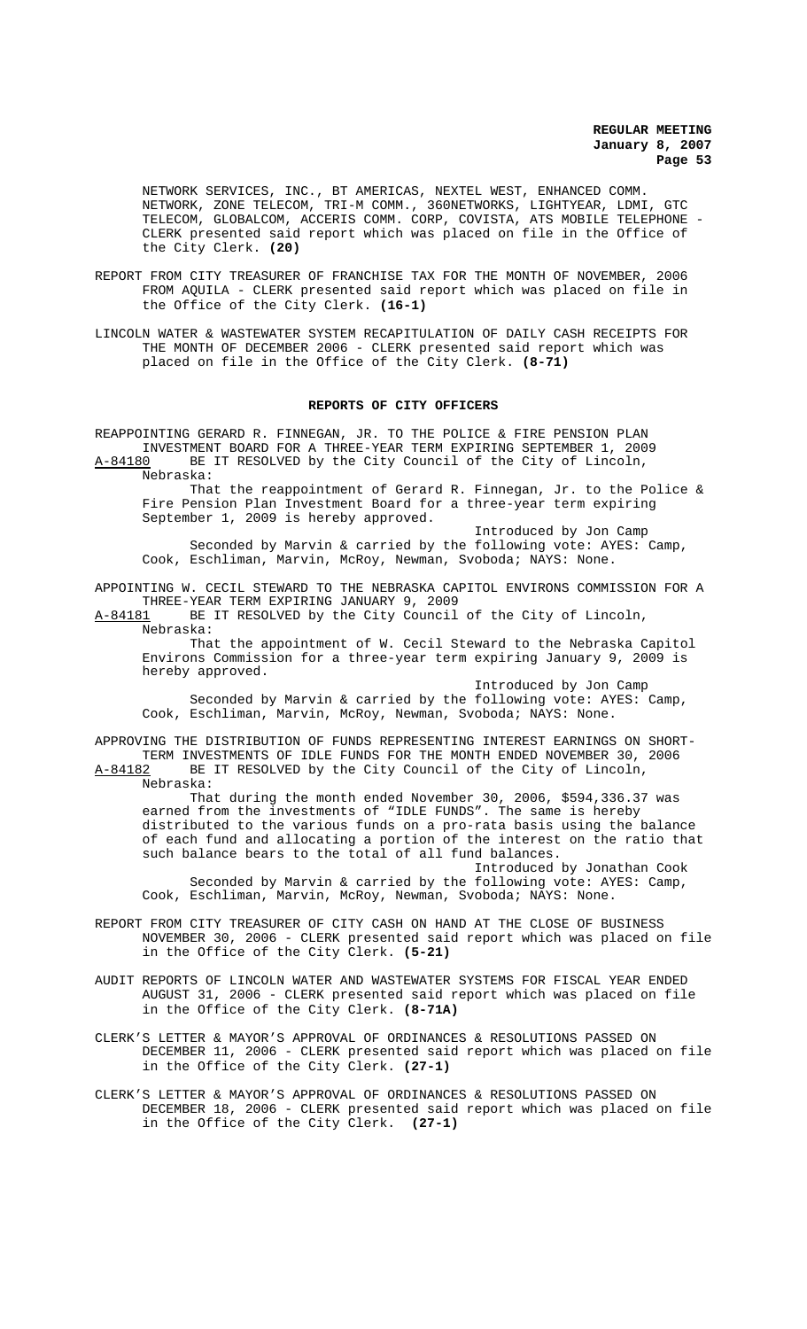NETWORK SERVICES, INC., BT AMERICAS, NEXTEL WEST, ENHANCED COMM. NETWORK, ZONE TELECOM, TRI-M COMM., 360NETWORKS, LIGHTYEAR, LDMI, GTC TELECOM, GLOBALCOM, ACCERIS COMM. CORP, COVISTA, ATS MOBILE TELEPHONE - CLERK presented said report which was placed on file in the Office of the City Clerk. **(20)**

REPORT FROM CITY TREASURER OF FRANCHISE TAX FOR THE MONTH OF NOVEMBER, 2006 FROM AQUILA - CLERK presented said report which was placed on file in the Office of the City Clerk. **(16-1)**

LINCOLN WATER & WASTEWATER SYSTEM RECAPITULATION OF DAILY CASH RECEIPTS FOR THE MONTH OF DECEMBER 2006 - CLERK presented said report which was placed on file in the Office of the City Clerk. **(8-71)**

**REPORTS OF CITY OFFICERS**

REAPPOINTING GERARD R. FINNEGAN, JR. TO THE POLICE & FIRE PENSION PLAN INVESTMENT BOARD FOR A THREE-YEAR TERM EXPIRING SEPTEMBER 1, 2009

A-84180 BE IT RESOLVED by the City Council of the City of Lincoln, Nebraska:

That the reappointment of Gerard R. Finnegan, Jr. to the Police & Fire Pension Plan Investment Board for a three-year term expiring September 1, 2009 is hereby approved.

Introduced by Jon Camp

Seconded by Marvin & carried by the following vote: AYES: Camp, Cook, Eschliman, Marvin, McRoy, Newman, Svoboda; NAYS: None.

APPOINTING W. CECIL STEWARD TO THE NEBRASKA CAPITOL ENVIRONS COMMISSION FOR A THREE-YEAR TERM EXPIRING JANUARY 9, 2009

A-84181 BE IT RESOLVED by the City Council of the City of Lincoln, Nebraska:

That the appointment of W. Cecil Steward to the Nebraska Capitol Environs Commission for a three-year term expiring January 9, 2009 is hereby approved.

Introduced by Jon Camp

Seconded by Marvin & carried by the following vote: AYES: Camp, Cook, Eschliman, Marvin, McRoy, Newman, Svoboda; NAYS: None.

APPROVING THE DISTRIBUTION OF FUNDS REPRESENTING INTEREST EARNINGS ON SHORT-TERM INVESTMENTS OF IDLE FUNDS FOR THE MONTH ENDED NOVEMBER 30, 2006

A-84182 BE IT RESOLVED by the City Council of the City of Lincoln, Nebraska:

That during the month ended November 30, 2006, $594,336.37 was earned from the investments of "IDLE FUNDS". The same is hereby distributed to the various funds on a pro-rata basis using the balance of each fund and allocating a portion of the interest on the ratio that such balance bears to the total of all fund balances.

Introduced by Jonathan Cook

Seconded by Marvin & carried by the following vote: AYES: Camp, Cook, Eschliman, Marvin, McRoy, Newman, Svoboda; NAYS: None.

REPORT FROM CITY TREASURER OF CITY CASH ON HAND AT THE CLOSE OF BUSINESS NOVEMBER 30, 2006 - CLERK presented said report which was placed on file in the Office of the City Clerk. **(5-21)**

AUDIT REPORTS OF LINCOLN WATER AND WASTEWATER SYSTEMS FOR FISCAL YEAR ENDED AUGUST 31, 2006 - CLERK presented said report which was placed on file in the Office of the City Clerk. **(8-71A)**

CLERK'S LETTER & MAYOR'S APPROVAL OF ORDINANCES & RESOLUTIONS PASSED ON DECEMBER 11, 2006 - CLERK presented said report which was placed on file in the Office of the City Clerk. **(27-1)**

CLERK'S LETTER & MAYOR'S APPROVAL OF ORDINANCES & RESOLUTIONS PASSED ON DECEMBER 18, 2006 - CLERK presented said report which was placed on file in the Office of the City Clerk. **(27-1)**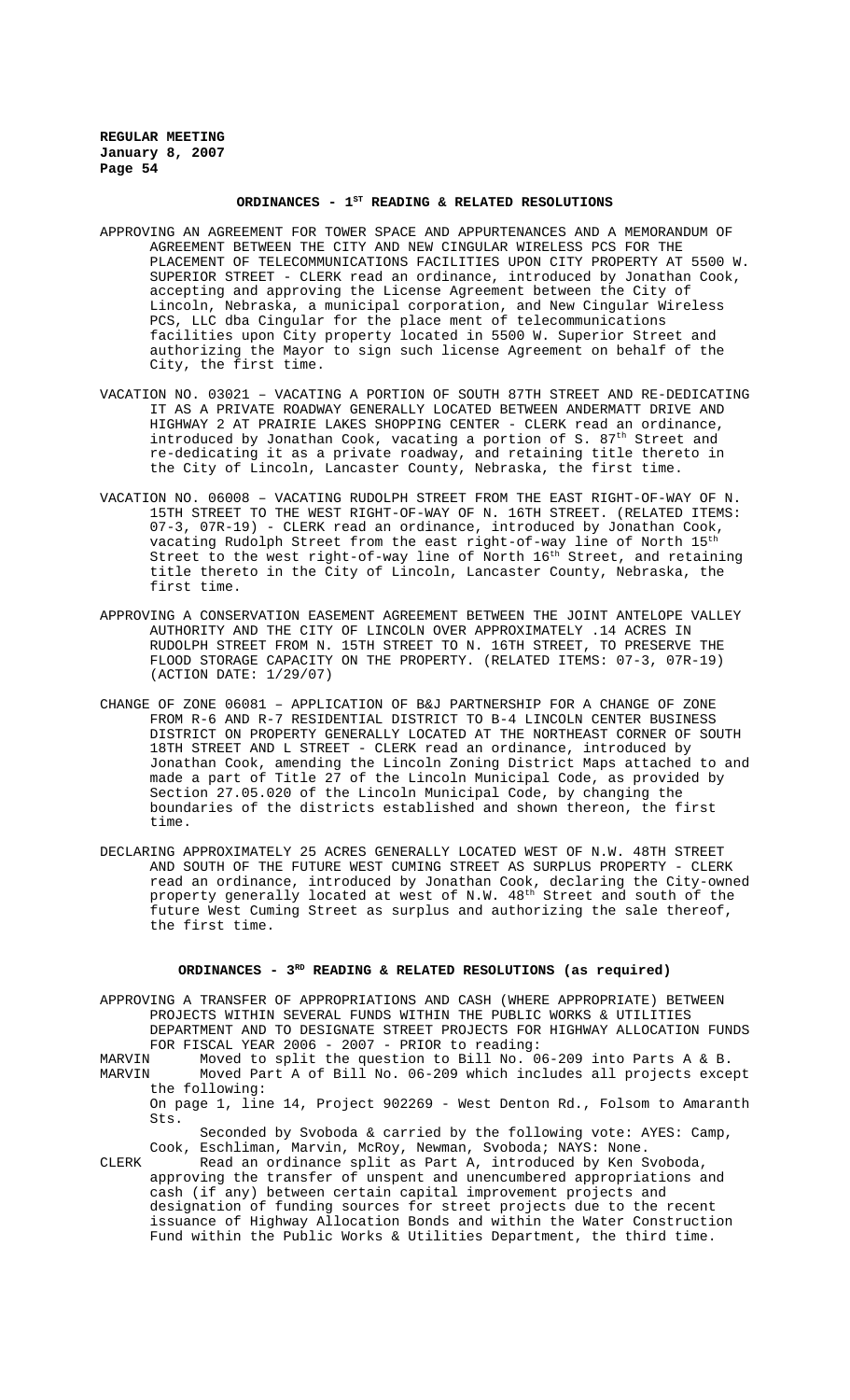## ORDINANCES - 1ST READING & RELATED RESOLUTIONS

APPROVING AN AGREEMENT FOR TOWER SPACE AND APPURTENANCES AND A MEMORANDUM OF AGREEMENT BETWEEN THE CITY AND NEW CINGULAR WIRELESS PCS FOR THE PLACEMENT OF TELECOMMUNICATIONS FACILITIES UPON CITY PROPERTY AT 5500 W. SUPERIOR STREET - CLERK read an ordinance, introduced by Jonathan Cook, accepting and approving the License Agreement between the City of Lincoln, Nebraska, a municipal corporation, and New Cingular Wireless PCS, LLC dba Cingular for the place ment of telecommunications facilities upon City property located in 5500 W. Superior Street and authorizing the Mayor to sign such license Agreement on behalf of the City, the first time.

VACATION NO. 03021 – VACATING A PORTION OF SOUTH 87TH STREET AND RE-DEDICATING IT AS A PRIVATE ROADWAY GENERALLY LOCATED BETWEEN ANDERMATT DRIVE AND HIGHWAY 2 AT PRAIRIE LAKES SHOPPING CENTER - CLERK read an ordinance, introduced by Jonathan Cook, vacating a portion of S. 87th Street and re-dedicating it as a private roadway, and retaining title thereto in the City of Lincoln, Lancaster County, Nebraska, the first time.

VACATION NO. 06008 – VACATING RUDOLPH STREET FROM THE EAST RIGHT-OF-WAY OF N. 15TH STREET TO THE WEST RIGHT-OF-WAY OF N. 16TH STREET. (RELATED ITEMS: 07-3, 07R-19) - CLERK read an ordinance, introduced by Jonathan Cook, vacating Rudolph Street from the east right-of-way line of North 15th Street to the west right-of-way line of North 16th Street, and retaining title thereto in the City of Lincoln, Lancaster County, Nebraska, the first time.

APPROVING A CONSERVATION EASEMENT AGREEMENT BETWEEN THE JOINT ANTELOPE VALLEY AUTHORITY AND THE CITY OF LINCOLN OVER APPROXIMATELY .14 ACRES IN RUDOLPH STREET FROM N. 15TH STREET TO N. 16TH STREET, TO PRESERVE THE FLOOD STORAGE CAPACITY ON THE PROPERTY. (RELATED ITEMS: 07-3, 07R-19) (ACTION DATE: 1/29/07)

CHANGE OF ZONE 06081 – APPLICATION OF B&J PARTNERSHIP FOR A CHANGE OF ZONE FROM R-6 AND R-7 RESIDENTIAL DISTRICT TO B-4 LINCOLN CENTER BUSINESS DISTRICT ON PROPERTY GENERALLY LOCATED AT THE NORTHEAST CORNER OF SOUTH 18TH STREET AND L STREET - CLERK read an ordinance, introduced by Jonathan Cook, amending the Lincoln Zoning District Maps attached to and made a part of Title 27 of the Lincoln Municipal Code, as provided by Section 27.05.020 of the Lincoln Municipal Code, by changing the boundaries of the districts established and shown thereon, the first time.

DECLARING APPROXIMATELY 25 ACRES GENERALLY LOCATED WEST OF N.W. 48TH STREET AND SOUTH OF THE FUTURE WEST CUMING STREET AS SURPLUS PROPERTY - CLERK read an ordinance, introduced by Jonathan Cook, declaring the City-owned property generally located at west of N.W. 48th Street and south of the future West Cuming Street as surplus and authorizing the sale thereof, the first time.

## ORDINANCES - 3RD READING & RELATED RESOLUTIONS (as required)

APPROVING A TRANSFER OF APPROPRIATIONS AND CASH (WHERE APPROPRIATE) BETWEEN PROJECTS WITHIN SEVERAL FUNDS WITHIN THE PUBLIC WORKS & UTILITIES DEPARTMENT AND TO DESIGNATE STREET PROJECTS FOR HIGHWAY ALLOCATION FUNDS FOR FISCAL YEAR 2006 - 2007 - PRIOR to reading:

MARVIN Moved to split the question to Bill No. 06-209 into Parts A & B.

MARVIN Moved Part A of Bill No. 06-209 which includes all projects except the following:
On page 1, line 14, Project 902269 - West Denton Rd., Folsom to Amaranth Sts.
Seconded by Svoboda & carried by the following vote: AYES: Camp, Cook, Eschliman, Marvin, McRoy, Newman, Svoboda; NAYS: None.

CLERK Read an ordinance split as Part A, introduced by Ken Svoboda, approving the transfer of unspent and unencumbered appropriations and cash (if any) between certain capital improvement projects and designation of funding sources for street projects due to the recent issuance of Highway Allocation Bonds and within the Water Construction Fund within the Public Works & Utilities Department, the third time.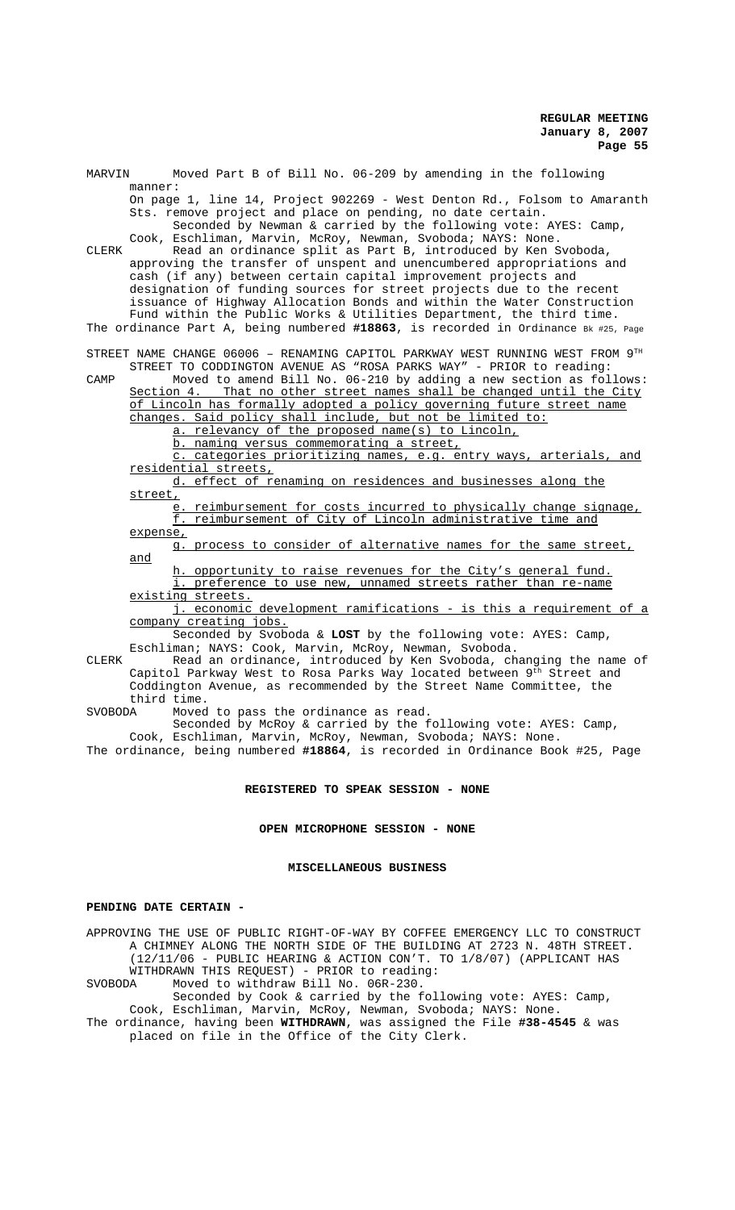MARVIN Moved Part B of Bill No. 06-209 by amending in the following manner:

On page 1, line 14, Project 902269 - West Denton Rd., Folsom to Amaranth Sts. remove project and place on pending, no date certain.

Seconded by Newman & carried by the following vote: AYES: Camp, Cook, Eschliman, Marvin, McRoy, Newman, Svoboda; NAYS: None.

CLERK Read an ordinance split as Part B, introduced by Ken Svoboda, approving the transfer of unspent and unencumbered appropriations and cash (if any) between certain capital improvement projects and designation of funding sources for street projects due to the recent issuance of Highway Allocation Bonds and within the Water Construction Fund within the Public Works & Utilities Department, the third time.

The ordinance Part A, being numbered **#18863**, is recorded in Ordinance Bk #25, Page

STREET NAME CHANGE 06006 – RENAMING CAPITOL PARKWAY WEST RUNNING WEST FROM 9TH STREET TO CODDINGTON AVENUE AS "ROSA PARKS WAY" - PRIOR to reading:

CAMP Moved to amend Bill No. 06-210 by adding a new section as follows: Section 4. That no other street names shall be changed until the City of Lincoln has formally adopted a policy governing future street name changes. Said policy shall include, but not be limited to:

a. relevancy of the proposed name(s) to Lincoln,
b. naming versus commemorating a street,
c. categories prioritizing names, e.g. entry ways, arterials, and residential streets,
d. effect of renaming on residences and businesses along the street,
e. reimbursement for costs incurred to physically change signage,
f. reimbursement of City of Lincoln administrative time and expense,
g. process to consider of alternative names for the same street, and
h. opportunity to raise revenues for the City's general fund.
i. preference to use new, unnamed streets rather than re-name existing streets.
j. economic development ramifications - is this a requirement of a company creating jobs.

Seconded by Svoboda & **LOST** by the following vote: AYES: Camp, Eschliman; NAYS: Cook, Marvin, McRoy, Newman, Svoboda.

CLERK Read an ordinance, introduced by Ken Svoboda, changing the name of Capitol Parkway West to Rosa Parks Way located between 9th Street and Coddington Avenue, as recommended by the Street Name Committee, the third time.

SVOBODA Moved to pass the ordinance as read.

Seconded by McRoy & carried by the following vote: AYES: Camp, Cook, Eschliman, Marvin, McRoy, Newman, Svoboda; NAYS: None.

The ordinance, being numbered **#18864**, is recorded in Ordinance Book #25, Page

**REGISTERED TO SPEAK SESSION - NONE**

**OPEN MICROPHONE SESSION - NONE**

**MISCELLANEOUS BUSINESS**

**PENDING DATE CERTAIN -**

APPROVING THE USE OF PUBLIC RIGHT-OF-WAY BY COFFEE EMERGENCY LLC TO CONSTRUCT A CHIMNEY ALONG THE NORTH SIDE OF THE BUILDING AT 2723 N. 48TH STREET. (12/11/06 - PUBLIC HEARING & ACTION CON'T. TO 1/8/07) (APPLICANT HAS WITHDRAWN THIS REQUEST) - PRIOR to reading:

SVOBODA Moved to withdraw Bill No. 06R-230.

Seconded by Cook & carried by the following vote: AYES: Camp, Cook, Eschliman, Marvin, McRoy, Newman, Svoboda; NAYS: None.

The ordinance, having been **WITHDRAWN**, was assigned the File **#38-4545** & was placed on file in the Office of the City Clerk.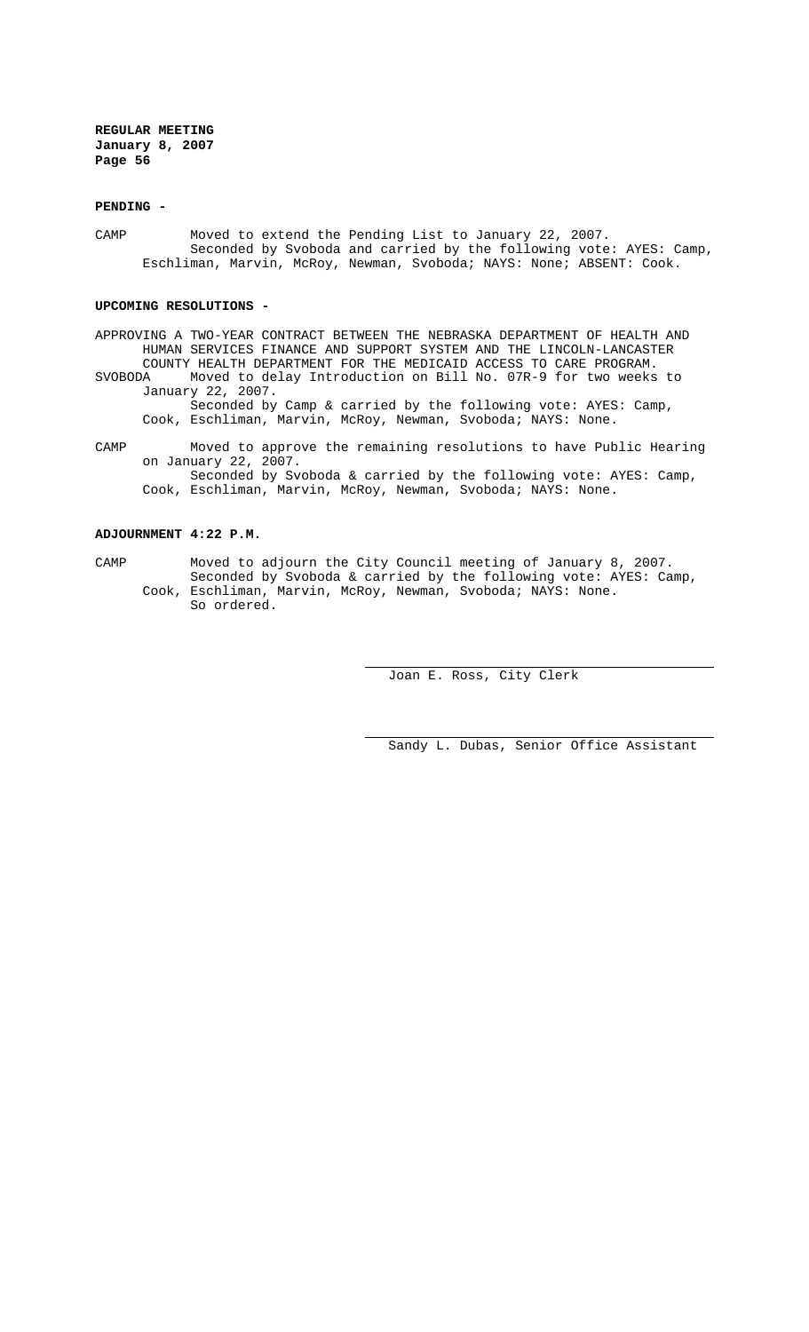**PENDING -**

CAMP Moved to extend the Pending List to January 22, 2007.
Seconded by Svoboda and carried by the following vote: AYES: Camp, Eschliman, Marvin, McRoy, Newman, Svoboda; NAYS: None; ABSENT: Cook.

**UPCOMING RESOLUTIONS -**

APPROVING A TWO-YEAR CONTRACT BETWEEN THE NEBRASKA DEPARTMENT OF HEALTH AND HUMAN SERVICES FINANCE AND SUPPORT SYSTEM AND THE LINCOLN-LANCASTER COUNTY HEALTH DEPARTMENT FOR THE MEDICAID ACCESS TO CARE PROGRAM.

SVOBODA Moved to delay Introduction on Bill No. 07R-9 for two weeks to January 22, 2007.
Seconded by Camp & carried by the following vote: AYES: Camp, Cook, Eschliman, Marvin, McRoy, Newman, Svoboda; NAYS: None.

CAMP Moved to approve the remaining resolutions to have Public Hearing on January 22, 2007.
Seconded by Svoboda & carried by the following vote: AYES: Camp, Cook, Eschliman, Marvin, McRoy, Newman, Svoboda; NAYS: None.

**ADJOURNMENT 4:22 P.M.**

CAMP Moved to adjourn the City Council meeting of January 8, 2007.
Seconded by Svoboda & carried by the following vote: AYES: Camp, Cook, Eschliman, Marvin, McRoy, Newman, Svoboda; NAYS: None.
So ordered.

Joan E. Ross, City Clerk

Sandy L. Dubas, Senior Office Assistant